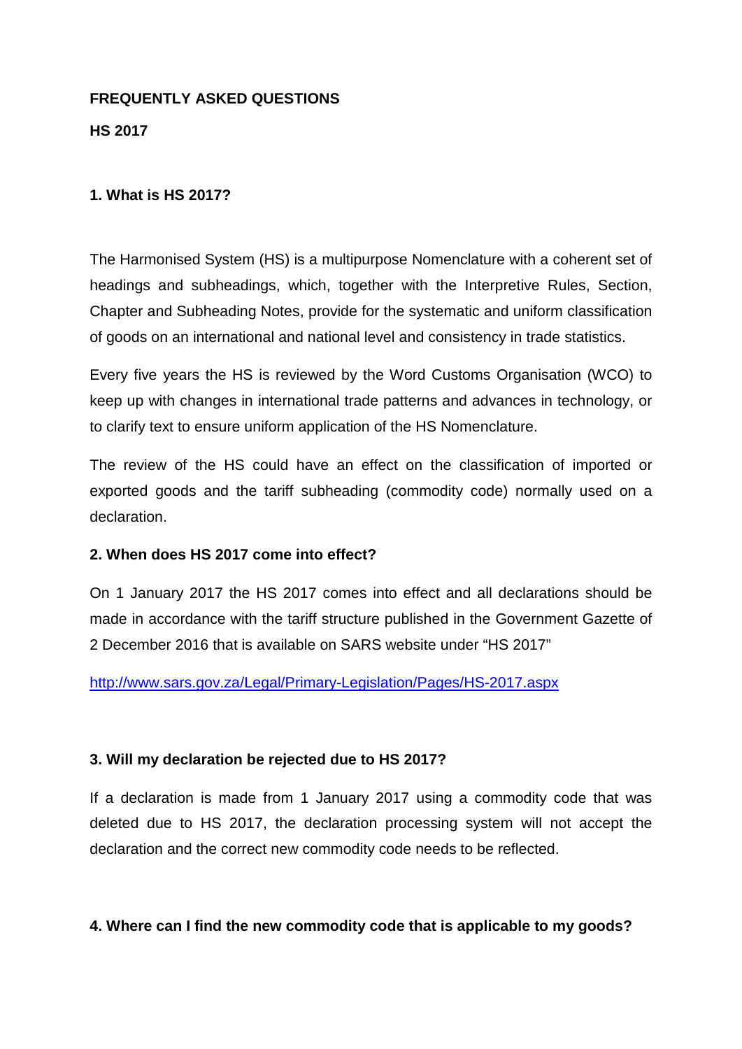**FREQUENTLY ASKED QUESTIONS**

**HS 2017**

**1. What is HS 2017?**

The Harmonised System (HS) is a multipurpose Nomenclature with a coherent set of headings and subheadings, which, together with the Interpretive Rules, Section, Chapter and Subheading Notes, provide for the systematic and uniform classification of goods on an international and national level and consistency in trade statistics.

Every five years the HS is reviewed by the Word Customs Organisation (WCO) to keep up with changes in international trade patterns and advances in technology, or to clarify text to ensure uniform application of the HS Nomenclature.

The review of the HS could have an effect on the classification of imported or exported goods and the tariff subheading (commodity code) normally used on a declaration.

**2. When does HS 2017 come into effect?**

On 1 January 2017 the HS 2017 comes into effect and all declarations should be made in accordance with the tariff structure published in the Government Gazette of 2 December 2016 that is available on SARS website under "HS 2017"

http://www.sars.gov.za/Legal/Primary-Legislation/Pages/HS-2017.aspx

**3. Will my declaration be rejected due to HS 2017?**

If a declaration is made from 1 January 2017 using a commodity code that was deleted due to HS 2017, the declaration processing system will not accept the declaration and the correct new commodity code needs to be reflected.

**4. Where can I find the new commodity code that is applicable to my goods?**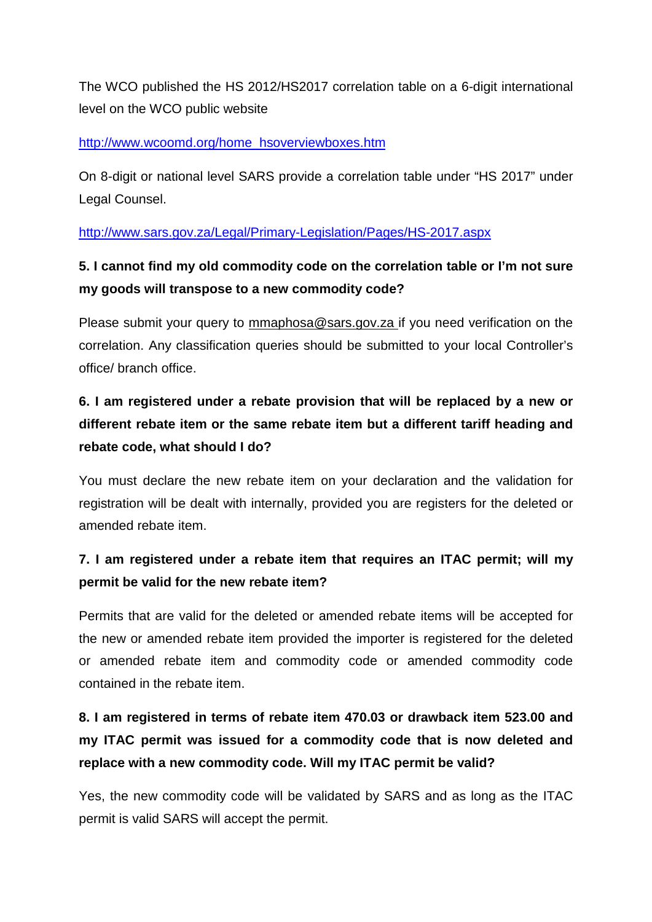The WCO published the HS 2012/HS2017 correlation table on a 6-digit international level on the WCO public website

http://www.wcoomd.org/home_hsoverviewboxes.htm

On 8-digit or national level SARS provide a correlation table under "HS 2017" under Legal Counsel.

http://www.sars.gov.za/Legal/Primary-Legislation/Pages/HS-2017.aspx

**5. I cannot find my old commodity code on the correlation table or I'm not sure my goods will transpose to a new commodity code?**

Please submit your query to mmaphosa@sars.gov.za if you need verification on the correlation. Any classification queries should be submitted to your local Controller's office/ branch office.

**6. I am registered under a rebate provision that will be replaced by a new or different rebate item or the same rebate item but a different tariff heading and rebate code, what should I do?**

You must declare the new rebate item on your declaration and the validation for registration will be dealt with internally, provided you are registers for the deleted or amended rebate item.

**7. I am registered under a rebate item that requires an ITAC permit; will my permit be valid for the new rebate item?**

Permits that are valid for the deleted or amended rebate items will be accepted for the new or amended rebate item provided the importer is registered for the deleted or amended rebate item and commodity code or amended commodity code contained in the rebate item.

**8. I am registered in terms of rebate item 470.03 or drawback item 523.00 and my ITAC permit was issued for a commodity code that is now deleted and replace with a new commodity code. Will my ITAC permit be valid?**

Yes, the new commodity code will be validated by SARS and as long as the ITAC permit is valid SARS will accept the permit.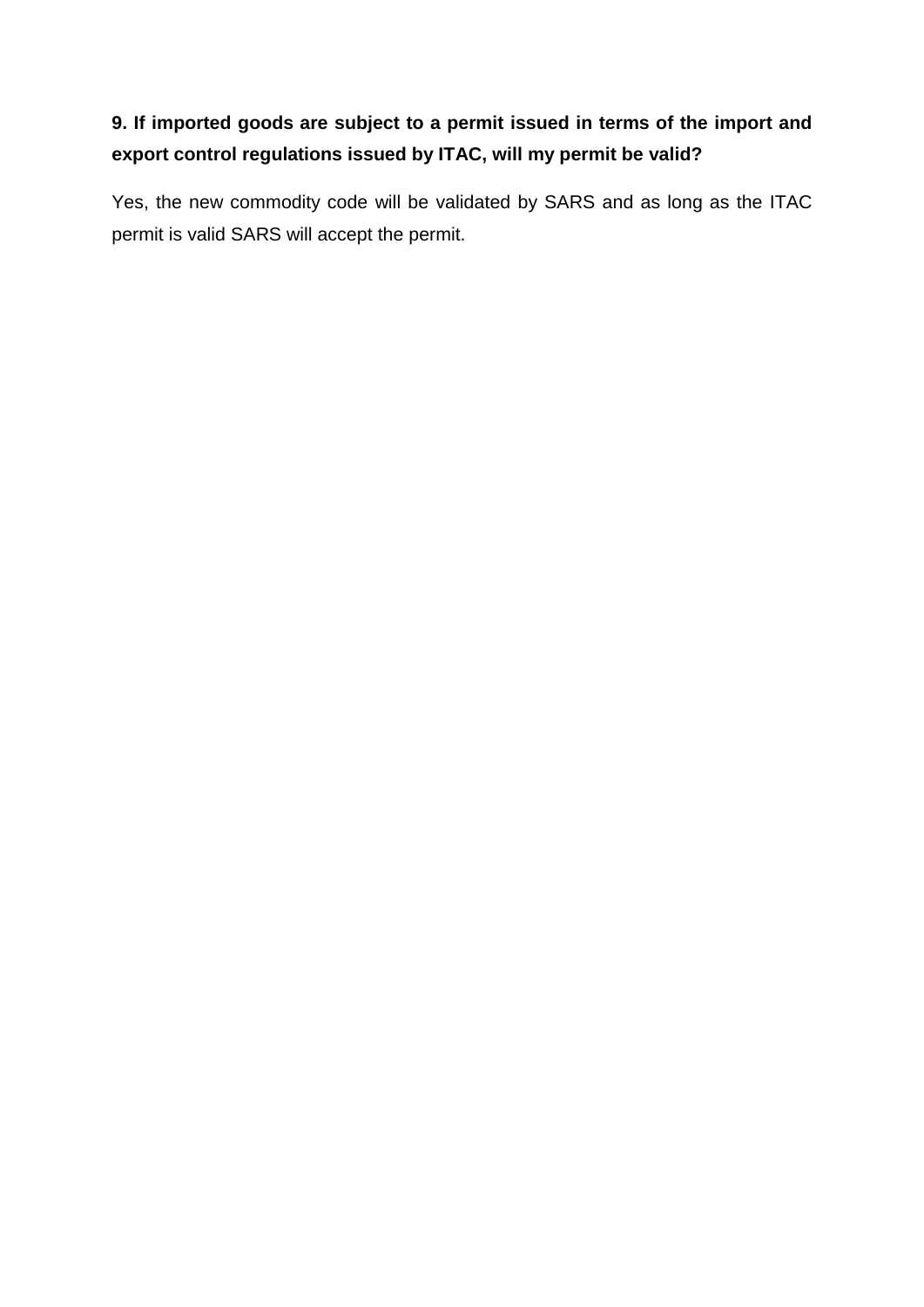**9. If imported goods are subject to a permit issued in terms of the import and export control regulations issued by ITAC, will my permit be valid?**

Yes, the new commodity code will be validated by SARS and as long as the ITAC permit is valid SARS will accept the permit.